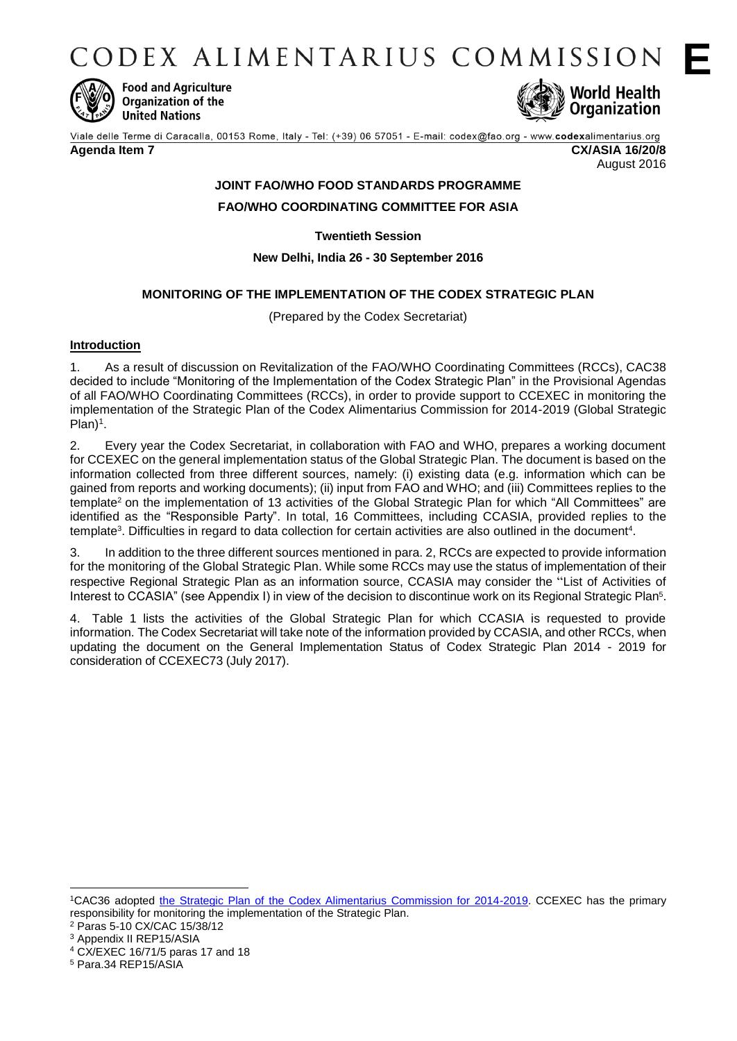# CODEX ALIMENTARIUS COMMISSION **E**

Food and Agriculture Organization of the United Nations

World Health Organization

Viale delle Terme di Caracalla, 00153 Rome, Italy - Tel: (+39) 06 57051 - E-mail: codex@fao.org - www.codexalimentarius.org

**Agenda Item 7** **CX/ASIA 16/20/8**

August 2016

**JOINT FAO/WHO FOOD STANDARDS PROGRAMME**

**FAO/WHO COORDINATING COMMITTEE FOR ASIA**

**Twentieth Session**

**New Delhi, India 26 - 30 September 2016**

## MONITORING OF THE IMPLEMENTATION OF THE CODEX STRATEGIC PLAN

(Prepared by the Codex Secretariat)

### Introduction

1. As a result of discussion on Revitalization of the FAO/WHO Coordinating Committees (RCCs), CAC38 decided to include "Monitoring of the Implementation of the Codex Strategic Plan" in the Provisional Agendas of all FAO/WHO Coordinating Committees (RCCs), in order to provide support to CCEXEC in monitoring the implementation of the Strategic Plan of the Codex Alimentarius Commission for 2014-2019 (Global Strategic Plan)[1].

2. Every year the Codex Secretariat, in collaboration with FAO and WHO, prepares a working document for CCEXEC on the general implementation status of the Global Strategic Plan. The document is based on the information collected from three different sources, namely: (i) existing data (e.g. information which can be gained from reports and working documents); (ii) input from FAO and WHO; and (iii) Committees replies to the template[2] on the implementation of 13 activities of the Global Strategic Plan for which "All Committees" are identified as the "Responsible Party". In total, 16 Committees, including CCASIA, provided replies to the template[3]. Difficulties in regard to data collection for certain activities are also outlined in the document[4].

3. In addition to the three different sources mentioned in para. 2, RCCs are expected to provide information for the monitoring of the Global Strategic Plan. While some RCCs may use the status of implementation of their respective Regional Strategic Plan as an information source, CCASIA may consider the "List of Activities of Interest to CCASIA" (see Appendix I) in view of the decision to discontinue work on its Regional Strategic Plan[5].

4. Table 1 lists the activities of the Global Strategic Plan for which CCASIA is requested to provide information. The Codex Secretariat will take note of the information provided by CCASIA, and other RCCs, when updating the document on the General Implementation Status of Codex Strategic Plan 2014 - 2019 for consideration of CCEXEC73 (July 2017).

---

[1] CAC36 adopted the Strategic Plan of the Codex Alimentarius Commission for 2014-2019. CCEXEC has the primary responsibility for monitoring the implementation of the Strategic Plan.

[2] Paras 5-10 CX/CAC 15/38/12

[3] Appendix II REP15/ASIA

[4] CX/EXEC 16/71/5 paras 17 and 18

[5] Para.34 REP15/ASIA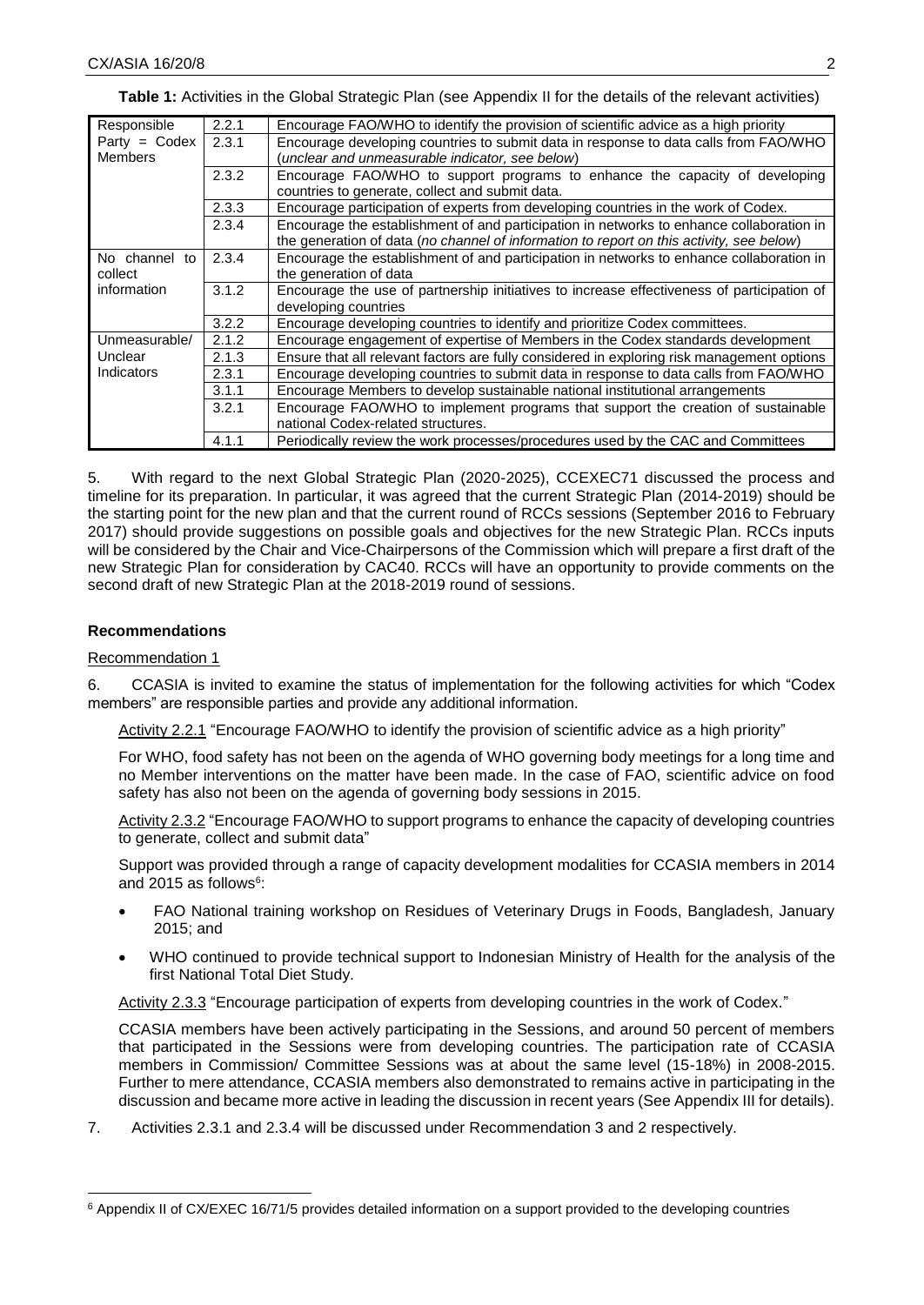**Table 1:** Activities in the Global Strategic Plan (see Appendix II for the details of the relevant activities)

| | | |
|---|---|---|
| Responsible Party = Codex Members | 2.2.1 | Encourage FAO/WHO to identify the provision of scientific advice as a high priority |
| | 2.3.1 | Encourage developing countries to submit data in response to data calls from FAO/WHO (*unclear and unmeasurable indicator, see below*) |
| | 2.3.2 | Encourage FAO/WHO to support programs to enhance the capacity of developing countries to generate, collect and submit data. |
| | 2.3.3 | Encourage participation of experts from developing countries in the work of Codex. |
| | 2.3.4 | Encourage the establishment of and participation in networks to enhance collaboration in the generation of data (*no channel of information to report on this activity, see below*) |
| No channel to collect information | 2.3.4 | Encourage the establishment of and participation in networks to enhance collaboration in the generation of data |
| | 3.1.2 | Encourage the use of partnership initiatives to increase effectiveness of participation of developing countries |
| | 3.2.2 | Encourage developing countries to identify and prioritize Codex committees. |
| Unmeasurable/ Unclear Indicators | 2.1.2 | Encourage engagement of expertise of Members in the Codex standards development |
| | 2.1.3 | Ensure that all relevant factors are fully considered in exploring risk management options |
| | 2.3.1 | Encourage developing countries to submit data in response to data calls from FAO/WHO |
| | 3.1.1 | Encourage Members to develop sustainable national institutional arrangements |
| | 3.2.1 | Encourage FAO/WHO to implement programs that support the creation of sustainable national Codex-related structures. |
| | 4.1.1 | Periodically review the work processes/procedures used by the CAC and Committees |

5. With regard to the next Global Strategic Plan (2020-2025), CCEXEC71 discussed the process and timeline for its preparation. In particular, it was agreed that the current Strategic Plan (2014-2019) should be the starting point for the new plan and that the current round of RCCs sessions (September 2016 to February 2017) should provide suggestions on possible goals and objectives for the new Strategic Plan. RCCs inputs will be considered by the Chair and Vice-Chairpersons of the Commission which will prepare a first draft of the new Strategic Plan for consideration by CAC40. RCCs will have an opportunity to provide comments on the second draft of new Strategic Plan at the 2018-2019 round of sessions.

### Recommendations

Recommendation 1

6. CCASIA is invited to examine the status of implementation for the following activities for which "Codex members" are responsible parties and provide any additional information.

Activity 2.2.1 "Encourage FAO/WHO to identify the provision of scientific advice as a high priority"

For WHO, food safety has not been on the agenda of WHO governing body meetings for a long time and no Member interventions on the matter have been made. In the case of FAO, scientific advice on food safety has also not been on the agenda of governing body sessions in 2015.

Activity 2.3.2 "Encourage FAO/WHO to support programs to enhance the capacity of developing countries to generate, collect and submit data"

Support was provided through a range of capacity development modalities for CCASIA members in 2014 and 2015 as follows[6]:

- FAO National training workshop on Residues of Veterinary Drugs in Foods, Bangladesh, January 2015; and
- WHO continued to provide technical support to Indonesian Ministry of Health for the analysis of the first National Total Diet Study.

Activity 2.3.3 "Encourage participation of experts from developing countries in the work of Codex."

CCASIA members have been actively participating in the Sessions, and around 50 percent of members that participated in the Sessions were from developing countries. The participation rate of CCASIA members in Commission/ Committee Sessions was at about the same level (15-18%) in 2008-2015. Further to mere attendance, CCASIA members also demonstrated to remains active in participating in the discussion and became more active in leading the discussion in recent years (See Appendix III for details).

7. Activities 2.3.1 and 2.3.4 will be discussed under Recommendation 3 and 2 respectively.

[6] Appendix II of CX/EXEC 16/71/5 provides detailed information on a support provided to the developing countries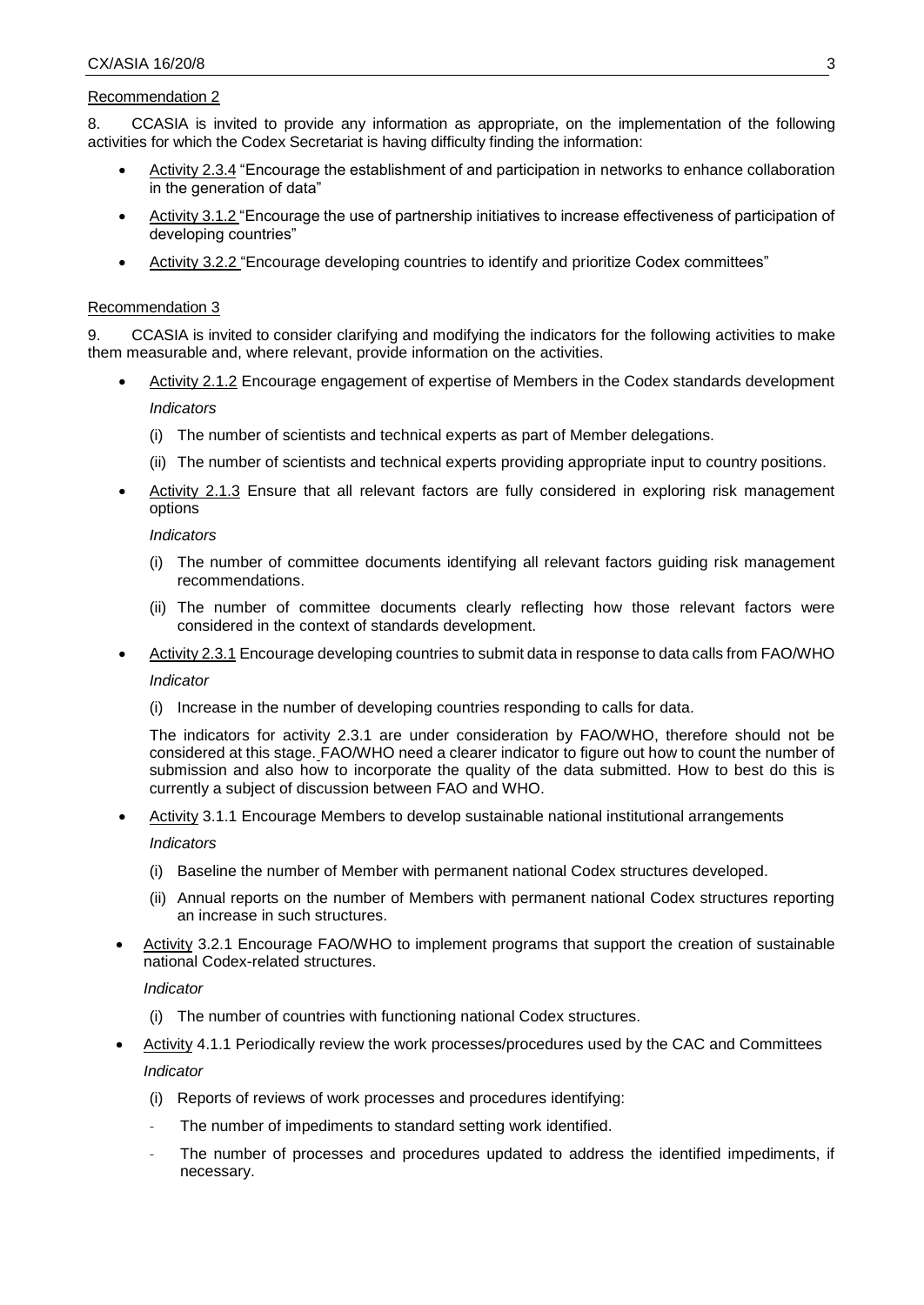Recommendation 2

8. CCASIA is invited to provide any information as appropriate, on the implementation of the following activities for which the Codex Secretariat is having difficulty finding the information:

- Activity 2.3.4 "Encourage the establishment of and participation in networks to enhance collaboration in the generation of data"
- Activity 3.1.2 "Encourage the use of partnership initiatives to increase effectiveness of participation of developing countries"
- Activity 3.2.2 "Encourage developing countries to identify and prioritize Codex committees"

Recommendation 3

9. CCASIA is invited to consider clarifying and modifying the indicators for the following activities to make them measurable and, where relevant, provide information on the activities.

- Activity 2.1.2 Encourage engagement of expertise of Members in the Codex standards development

  *Indicators*

  (i) The number of scientists and technical experts as part of Member delegations.

  (ii) The number of scientists and technical experts providing appropriate input to country positions.

- Activity 2.1.3 Ensure that all relevant factors are fully considered in exploring risk management options

  *Indicators*

  (i) The number of committee documents identifying all relevant factors guiding risk management recommendations.

  (ii) The number of committee documents clearly reflecting how those relevant factors were considered in the context of standards development.

- Activity 2.3.1 Encourage developing countries to submit data in response to data calls from FAO/WHO

  *Indicator*

  (i) Increase in the number of developing countries responding to calls for data.

  The indicators for activity 2.3.1 are under consideration by FAO/WHO, therefore should not be considered at this stage. FAO/WHO need a clearer indicator to figure out how to count the number of submission and also how to incorporate the quality of the data submitted. How to best do this is currently a subject of discussion between FAO and WHO.

- Activity 3.1.1 Encourage Members to develop sustainable national institutional arrangements

  *Indicators*

  (i) Baseline the number of Member with permanent national Codex structures developed.

  (ii) Annual reports on the number of Members with permanent national Codex structures reporting an increase in such structures.

- Activity 3.2.1 Encourage FAO/WHO to implement programs that support the creation of sustainable national Codex-related structures.

  *Indicator*

  (i) The number of countries with functioning national Codex structures.

- Activity 4.1.1 Periodically review the work processes/procedures used by the CAC and Committees

  *Indicator*

  (i) Reports of reviews of work processes and procedures identifying:

  - The number of impediments to standard setting work identified.
  - The number of processes and procedures updated to address the identified impediments, if necessary.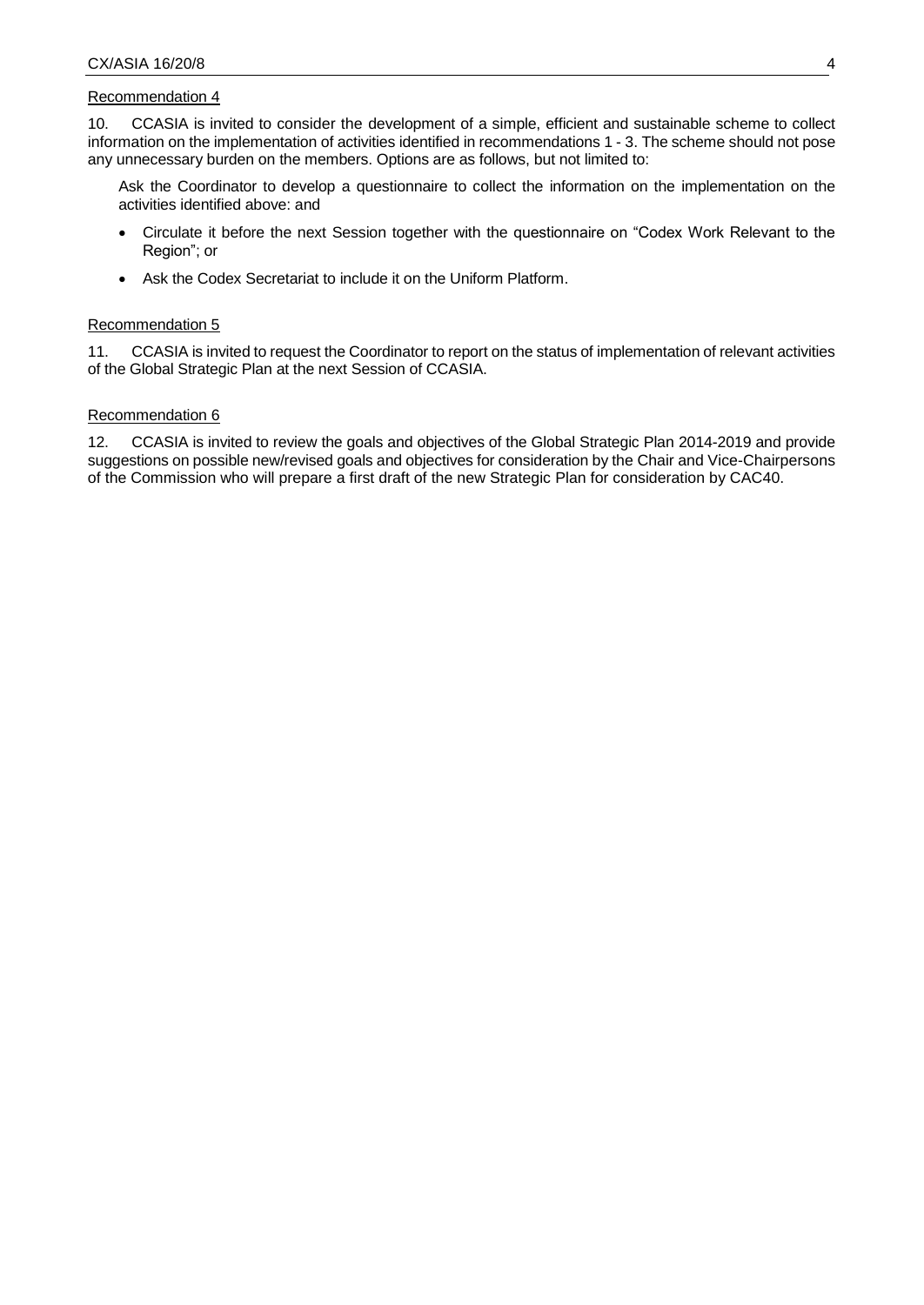Recommendation 4

10. CCASIA is invited to consider the development of a simple, efficient and sustainable scheme to collect information on the implementation of activities identified in recommendations 1 - 3. The scheme should not pose any unnecessary burden on the members. Options are as follows, but not limited to:

Ask the Coordinator to develop a questionnaire to collect the information on the implementation on the activities identified above: and

- Circulate it before the next Session together with the questionnaire on "Codex Work Relevant to the Region"; or
- Ask the Codex Secretariat to include it on the Uniform Platform.

Recommendation 5

11. CCASIA is invited to request the Coordinator to report on the status of implementation of relevant activities of the Global Strategic Plan at the next Session of CCASIA.

Recommendation 6

12. CCASIA is invited to review the goals and objectives of the Global Strategic Plan 2014-2019 and provide suggestions on possible new/revised goals and objectives for consideration by the Chair and Vice-Chairpersons of the Commission who will prepare a first draft of the new Strategic Plan for consideration by CAC40.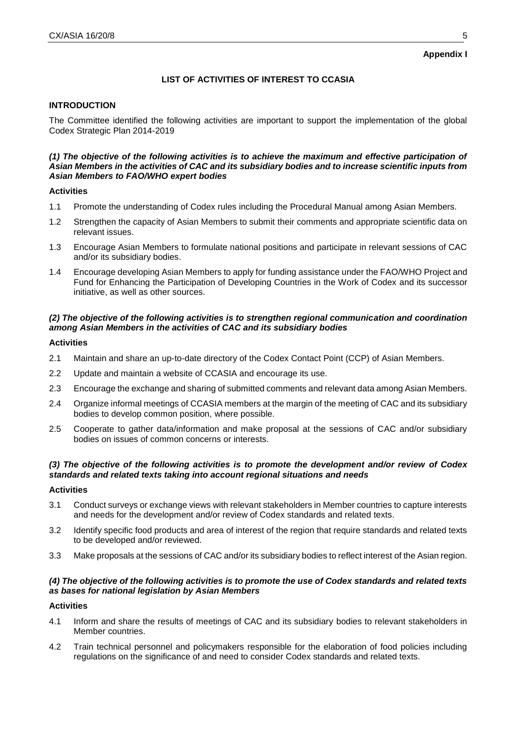**Appendix I**

## LIST OF ACTIVITIES OF INTEREST TO CCASIA

### INTRODUCTION

The Committee identified the following activities are important to support the implementation of the global Codex Strategic Plan 2014-2019

***(1) The objective of the following activities is to achieve the maximum and effective participation of Asian Members in the activities of CAC and its subsidiary bodies and to increase scientific inputs from Asian Members to FAO/WHO expert bodies***

**Activities**

1.1 Promote the understanding of Codex rules including the Procedural Manual among Asian Members.

1.2 Strengthen the capacity of Asian Members to submit their comments and appropriate scientific data on relevant issues.

1.3 Encourage Asian Members to formulate national positions and participate in relevant sessions of CAC and/or its subsidiary bodies.

1.4 Encourage developing Asian Members to apply for funding assistance under the FAO/WHO Project and Fund for Enhancing the Participation of Developing Countries in the Work of Codex and its successor initiative, as well as other sources.

***(2) The objective of the following activities is to strengthen regional communication and coordination among Asian Members in the activities of CAC and its subsidiary bodies***

**Activities**

2.1 Maintain and share an up-to-date directory of the Codex Contact Point (CCP) of Asian Members.

2.2 Update and maintain a website of CCASIA and encourage its use.

2.3 Encourage the exchange and sharing of submitted comments and relevant data among Asian Members.

2.4 Organize informal meetings of CCASIA members at the margin of the meeting of CAC and its subsidiary bodies to develop common position, where possible.

2.5 Cooperate to gather data/information and make proposal at the sessions of CAC and/or subsidiary bodies on issues of common concerns or interests.

***(3) The objective of the following activities is to promote the development and/or review of Codex standards and related texts taking into account regional situations and needs***

**Activities**

3.1 Conduct surveys or exchange views with relevant stakeholders in Member countries to capture interests and needs for the development and/or review of Codex standards and related texts.

3.2 Identify specific food products and area of interest of the region that require standards and related texts to be developed and/or reviewed.

3.3 Make proposals at the sessions of CAC and/or its subsidiary bodies to reflect interest of the Asian region.

***(4) The objective of the following activities is to promote the use of Codex standards and related texts as bases for national legislation by Asian Members***

**Activities**

4.1 Inform and share the results of meetings of CAC and its subsidiary bodies to relevant stakeholders in Member countries.

4.2 Train technical personnel and policymakers responsible for the elaboration of food policies including regulations on the significance of and need to consider Codex standards and related texts.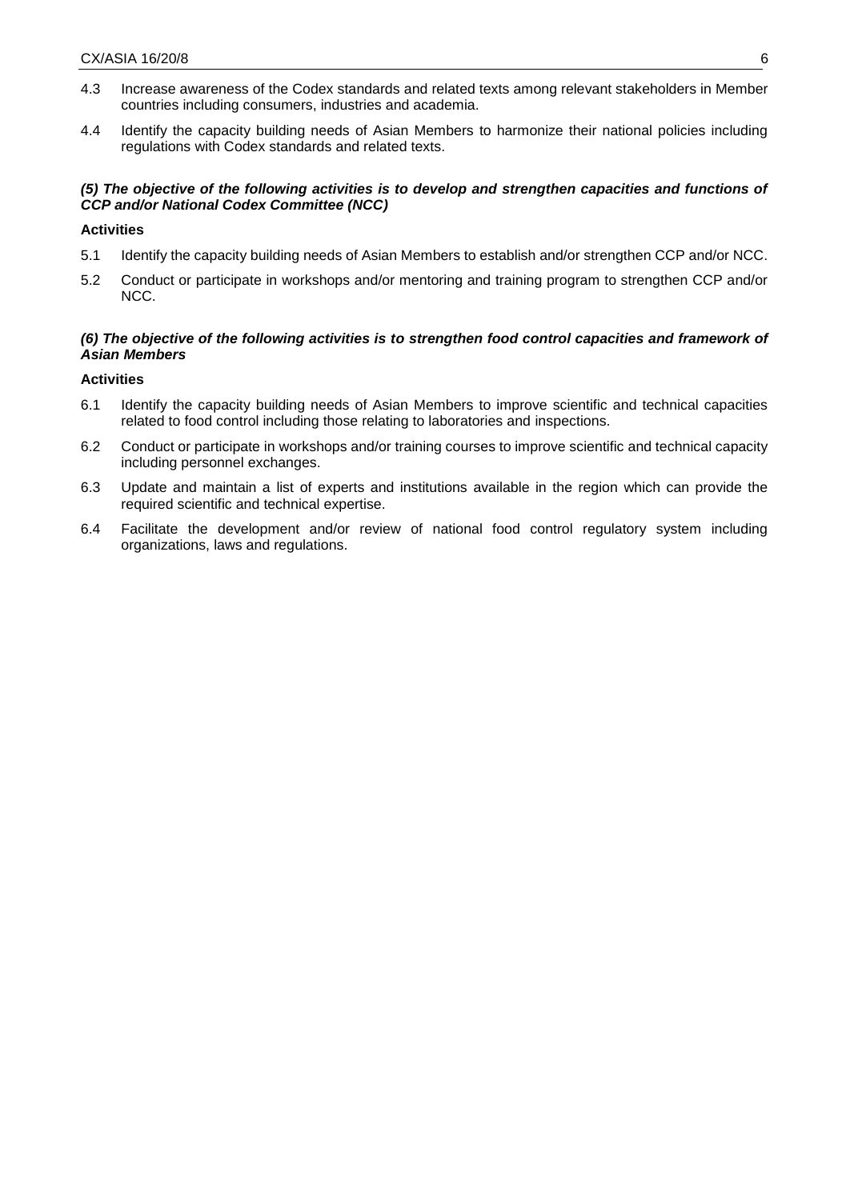4.3 Increase awareness of the Codex standards and related texts among relevant stakeholders in Member countries including consumers, industries and academia.

4.4 Identify the capacity building needs of Asian Members to harmonize their national policies including regulations with Codex standards and related texts.

***(5) The objective of the following activities is to develop and strengthen capacities and functions of CCP and/or National Codex Committee (NCC)***

**Activities**

5.1 Identify the capacity building needs of Asian Members to establish and/or strengthen CCP and/or NCC.

5.2 Conduct or participate in workshops and/or mentoring and training program to strengthen CCP and/or NCC.

***(6) The objective of the following activities is to strengthen food control capacities and framework of Asian Members***

**Activities**

6.1 Identify the capacity building needs of Asian Members to improve scientific and technical capacities related to food control including those relating to laboratories and inspections.

6.2 Conduct or participate in workshops and/or training courses to improve scientific and technical capacity including personnel exchanges.

6.3 Update and maintain a list of experts and institutions available in the region which can provide the required scientific and technical expertise.

6.4 Facilitate the development and/or review of national food control regulatory system including organizations, laws and regulations.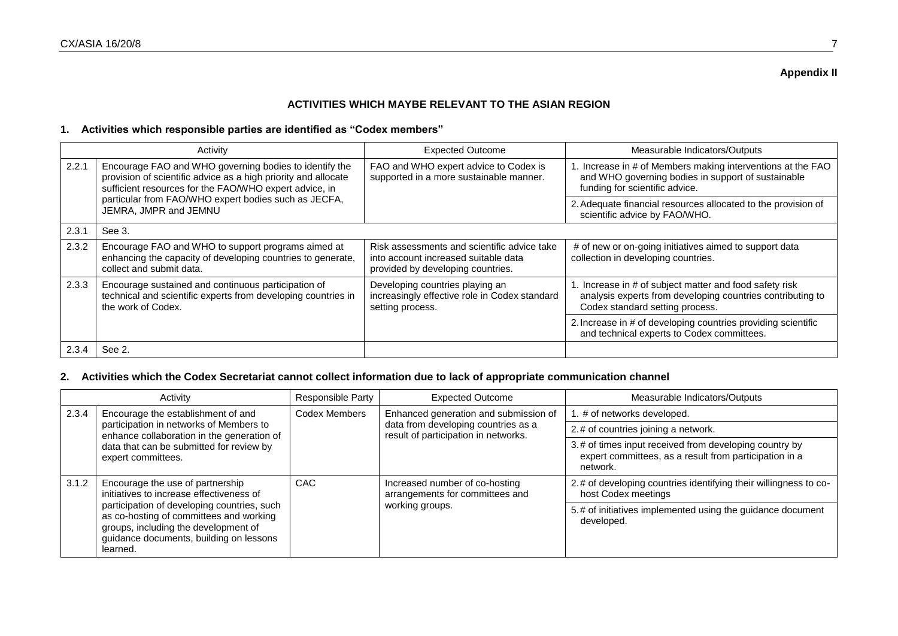**Appendix II**

## ACTIVITIES WHICH MAYBE RELEVANT TO THE ASIAN REGION

### 1. Activities which responsible parties are identified as "Codex members"

| | Activity | Expected Outcome | Measurable Indicators/Outputs |
|---|---|---|---|
| 2.2.1 | Encourage FAO and WHO governing bodies to identify the provision of scientific advice as a high priority and allocate sufficient resources for the FAO/WHO expert advice, in particular from FAO/WHO expert bodies such as JECFA, JEMRA, JMPR and JEMNU | FAO and WHO expert advice to Codex is supported in a more sustainable manner. | 1. Increase in # of Members making interventions at the FAO and WHO governing bodies in support of sustainable funding for scientific advice. |
| | | | 2. Adequate financial resources allocated to the provision of scientific advice by FAO/WHO. |
| 2.3.1 | See 3. | | |
| 2.3.2 | Encourage FAO and WHO to support programs aimed at enhancing the capacity of developing countries to generate, collect and submit data. | Risk assessments and scientific advice take into account increased suitable data provided by developing countries. | # of new or on-going initiatives aimed to support data collection in developing countries. |
| 2.3.3 | Encourage sustained and continuous participation of technical and scientific experts from developing countries in the work of Codex. | Developing countries playing an increasingly effective role in Codex standard setting process. | 1. Increase in # of subject matter and food safety risk analysis experts from developing countries contributing to Codex standard setting process. |
| | | | 2. Increase in # of developing countries providing scientific and technical experts to Codex committees. |
| 2.3.4 | See 2. | | |

### 2. Activities which the Codex Secretariat cannot collect information due to lack of appropriate communication channel

| | Activity | Responsible Party | Expected Outcome | Measurable Indicators/Outputs |
|---|---|---|---|---|
| 2.3.4 | Encourage the establishment of and participation in networks of Members to enhance collaboration in the generation of data that can be submitted for review by expert committees. | Codex Members | Enhanced generation and submission of data from developing countries as a result of participation in networks. | 1. # of networks developed. |
| | | | | 2. # of countries joining a network. |
| | | | | 3. # of times input received from developing country by expert committees, as a result from participation in a network. |
| 3.1.2 | Encourage the use of partnership initiatives to increase effectiveness of participation of developing countries, such as co-hosting of committees and working groups, including the development of guidance documents, building on lessons learned. | CAC | Increased number of co-hosting arrangements for committees and working groups. | 2. # of developing countries identifying their willingness to co-host Codex meetings |
| | | | | 5. # of initiatives implemented using the guidance document developed. |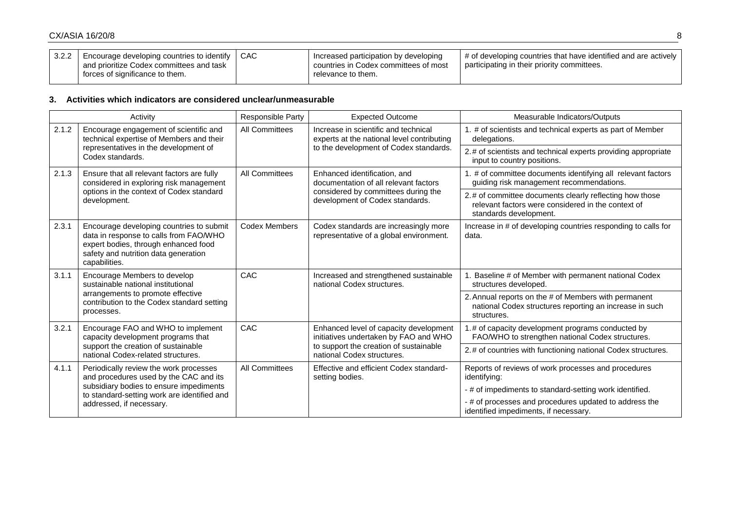| 3.2.2 | Encourage developing countries to identify and prioritize Codex committees and task forces of significance to them. | CAC | Increased participation by developing countries in Codex committees of most relevance to them. | # of developing countries that have identified and are actively participating in their priority committees. |
|---|---|---|---|---|

### 3. Activities which indicators are considered unclear/unmeasurable

| Activity | | Responsible Party | Expected Outcome | Measurable Indicators/Outputs |
|---|---|---|---|---|
| 2.1.2 | Encourage engagement of scientific and technical expertise of Members and their representatives in the development of Codex standards. | All Committees | Increase in scientific and technical experts at the national level contributing to the development of Codex standards. | 1. # of scientists and technical experts as part of Member delegations. |
| | | | | 2. # of scientists and technical experts providing appropriate input to country positions. |
| 2.1.3 | Ensure that all relevant factors are fully considered in exploring risk management options in the context of Codex standard development. | All Committees | Enhanced identification, and documentation of all relevant factors considered by committees during the development of Codex standards. | 1. # of committee documents identifying all relevant factors guiding risk management recommendations. |
| | | | | 2. # of committee documents clearly reflecting how those relevant factors were considered in the context of standards development. |
| 2.3.1 | Encourage developing countries to submit data in response to calls from FAO/WHO expert bodies, through enhanced food safety and nutrition data generation capabilities. | Codex Members | Codex standards are increasingly more representative of a global environment. | Increase in # of developing countries responding to calls for data. |
| 3.1.1 | Encourage Members to develop sustainable national institutional arrangements to promote effective contribution to the Codex standard setting processes. | CAC | Increased and strengthened sustainable national Codex structures. | 1. Baseline # of Member with permanent national Codex structures developed. |
| | | | | 2. Annual reports on the # of Members with permanent national Codex structures reporting an increase in such structures. |
| 3.2.1 | Encourage FAO and WHO to implement capacity development programs that support the creation of sustainable national Codex-related structures. | CAC | Enhanced level of capacity development initiatives undertaken by FAO and WHO to support the creation of sustainable national Codex structures. | 1. # of capacity development programs conducted by FAO/WHO to strengthen national Codex structures. |
| | | | | 2. # of countries with functioning national Codex structures. |
| 4.1.1 | Periodically review the work processes and procedures used by the CAC and its subsidiary bodies to ensure impediments to standard-setting work are identified and addressed, if necessary. | All Committees | Effective and efficient Codex standard-setting bodies. | Reports of reviews of work processes and procedures identifying: |
| | | | | - # of impediments to standard-setting work identified. |
| | | | | - # of processes and procedures updated to address the identified impediments, if necessary. |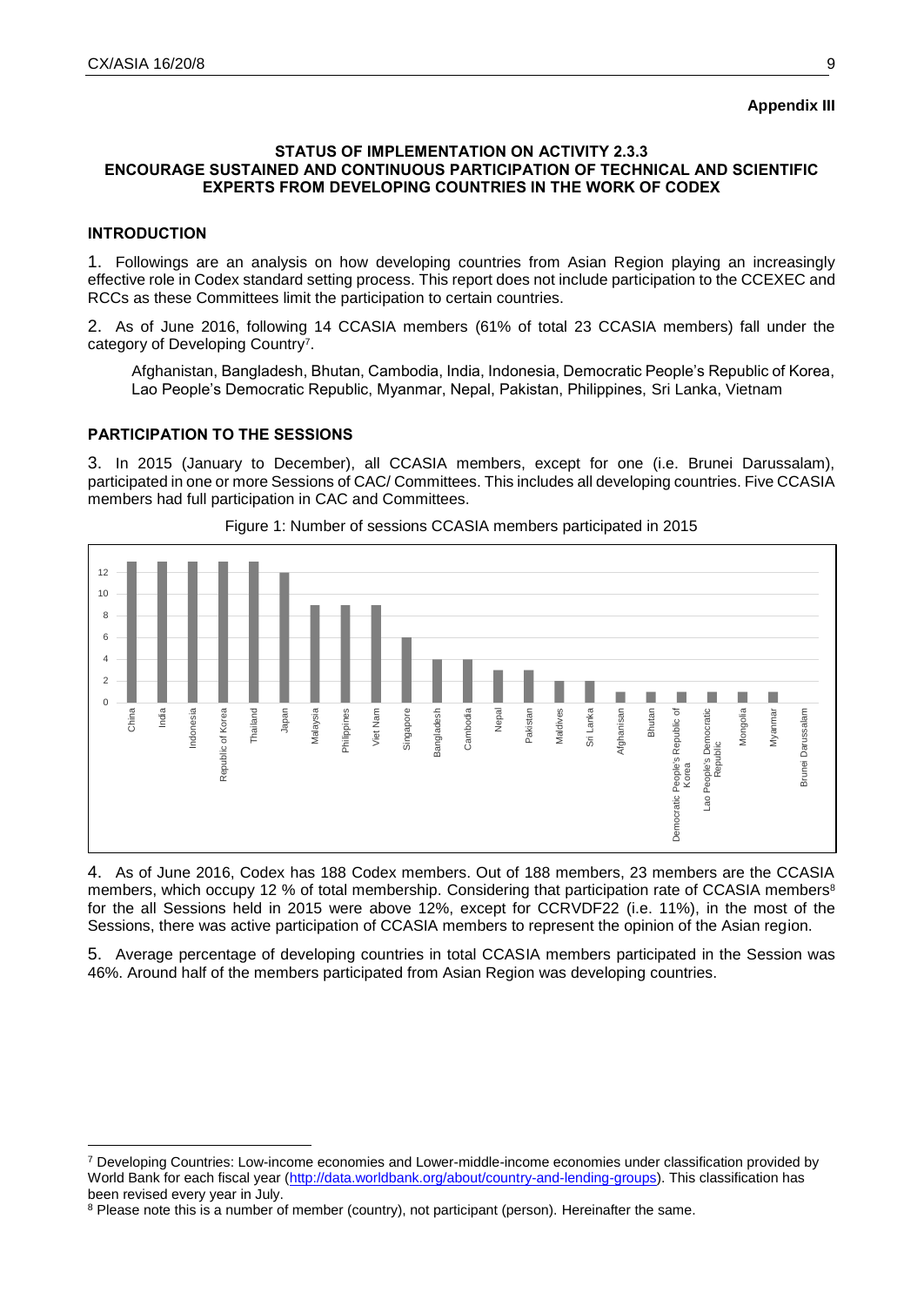**Appendix III**

**STATUS OF IMPLEMENTATION ON ACTIVITY 2.3.3**
**ENCOURAGE SUSTAINED AND CONTINUOUS PARTICIPATION OF TECHNICAL AND SCIENTIFIC EXPERTS FROM DEVELOPING COUNTRIES IN THE WORK OF CODEX**

## INTRODUCTION

1. Followings are an analysis on how developing countries from Asian Region playing an increasingly effective role in Codex standard setting process. This report does not include participation to the CCEXEC and RCCs as these Committees limit the participation to certain countries.

2. As of June 2016, following 14 CCASIA members (61% of total 23 CCASIA members) fall under the category of Developing Country[7].

Afghanistan, Bangladesh, Bhutan, Cambodia, India, Indonesia, Democratic People's Republic of Korea, Lao People's Democratic Republic, Myanmar, Nepal, Pakistan, Philippines, Sri Lanka, Vietnam

## PARTICIPATION TO THE SESSIONS

3. In 2015 (January to December), all CCASIA members, except for one (i.e. Brunei Darussalam), participated in one or more Sessions of CAC/ Committees. This includes all developing countries. Five CCASIA members had full participation in CAC and Committees.

Figure 1: Number of sessions CCASIA members participated in 2015

| Member | Number of sessions |
|---|---|
| China | 13 |
| India | 13 |
| Indonesia | 13 |
| Republic of Korea | 13 |
| Thailand | 13 |
| Japan | 12 |
| Malaysia | 9 |
| Philippines | 9 |
| Viet Nam | 9 |
| Singapore | 6 |
| Bangladesh | 4 |
| Cambodia | 4 |
| Nepal | 3 |
| Pakistan | 3 |
| Maldives | 2 |
| Sri Lanka | 2 |
| Afghanisan | 1 |
| Bhutan | 1 |
| Democratic People's Republic of Korea | 1 |
| Lao People's Democratic Republic | 1 |
| Mongolia | 1 |
| Myanmar | 1 |
| Brunei Darussalam | 0 |

4. As of June 2016, Codex has 188 Codex members. Out of 188 members, 23 members are the CCASIA members, which occupy 12 % of total membership. Considering that participation rate of CCASIA members[8] for the all Sessions held in 2015 were above 12%, except for CCRVDF22 (i.e. 11%), in the most of the Sessions, there was active participation of CCASIA members to represent the opinion of the Asian region.

5. Average percentage of developing countries in total CCASIA members participated in the Session was 46%. Around half of the members participated from Asian Region was developing countries.

---

[7] Developing Countries: Low-income economies and Lower-middle-income economies under classification provided by World Bank for each fiscal year (http://data.worldbank.org/about/country-and-lending-groups). This classification has been revised every year in July.

[8] Please note this is a number of member (country), not participant (person). Hereinafter the same.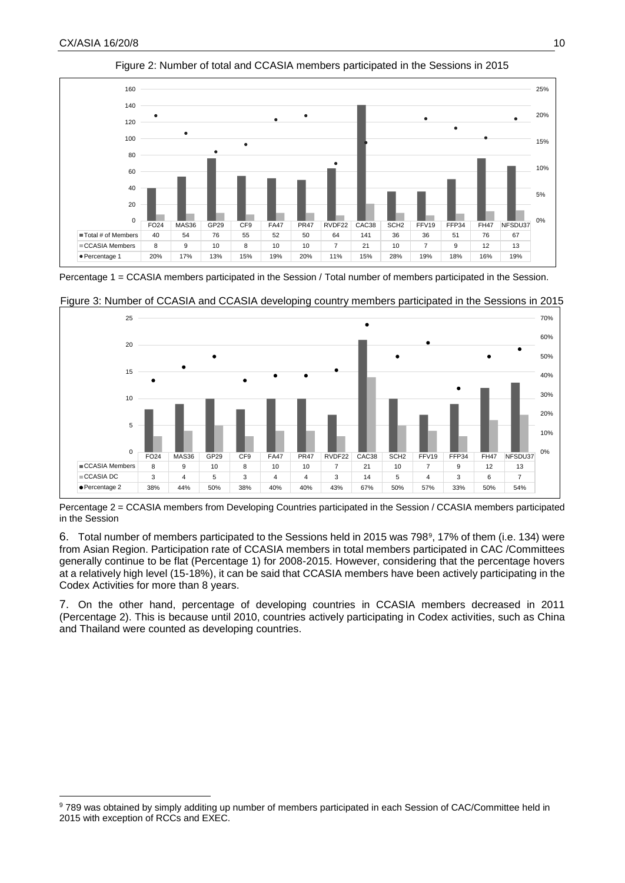Figure 2: Number of total and CCASIA members participated in the Sessions in 2015

| | FO24 | MAS36 | GP29 | CF9 | FA47 | PR47 | RVDF22 | CAC38 | SCH2 | FFV19 | FFP34 | FH47 | NFSDU37 |
|---|---|---|---|---|---|---|---|---|---|---|---|---|---|
| Total # of Members | 40 | 54 | 76 | 55 | 52 | 50 | 64 | 141 | 36 | 36 | 51 | 76 | 67 |
| CCASIA Members | 8 | 9 | 10 | 8 | 10 | 10 | 7 | 21 | 10 | 7 | 9 | 12 | 13 |
| Percentage 1 | 20% | 17% | 13% | 15% | 19% | 20% | 11% | 15% | 28% | 19% | 18% | 16% | 19% |

Percentage 1 = CCASIA members participated in the Session / Total number of members participated in the Session.

Figure 3: Number of CCASIA and CCASIA developing country members participated in the Sessions in 2015

| | FO24 | MAS36 | GP29 | CF9 | FA47 | PR47 | RVDF22 | CAC38 | SCH2 | FFV19 | FFP34 | FH47 | NFSDU37 |
|---|---|---|---|---|---|---|---|---|---|---|---|---|---|
| CCASIA Members | 8 | 9 | 10 | 8 | 10 | 10 | 7 | 21 | 10 | 7 | 9 | 12 | 13 |
| CCASIA DC | 3 | 4 | 5 | 3 | 4 | 4 | 3 | 14 | 5 | 4 | 3 | 6 | 7 |
| Percentage 2 | 38% | 44% | 50% | 38% | 40% | 40% | 43% | 67% | 50% | 57% | 33% | 50% | 54% |

Percentage 2 = CCASIA members from Developing Countries participated in the Session / CCASIA members participated in the Session

6. Total number of members participated to the Sessions held in 2015 was 798[9], 17% of them (i.e. 134) were from Asian Region. Participation rate of CCASIA members in total members participated in CAC /Committees generally continue to be flat (Percentage 1) for 2008-2015. However, considering that the percentage hovers at a relatively high level (15-18%), it can be said that CCASIA members have been actively participating in the Codex Activities for more than 8 years.

7. On the other hand, percentage of developing countries in CCASIA members decreased in 2011 (Percentage 2). This is because until 2010, countries actively participating in Codex activities, such as China and Thailand were counted as developing countries.

[9] 789 was obtained by simply additing up number of members participated in each Session of CAC/Committee held in 2015 with exception of RCCs and EXEC.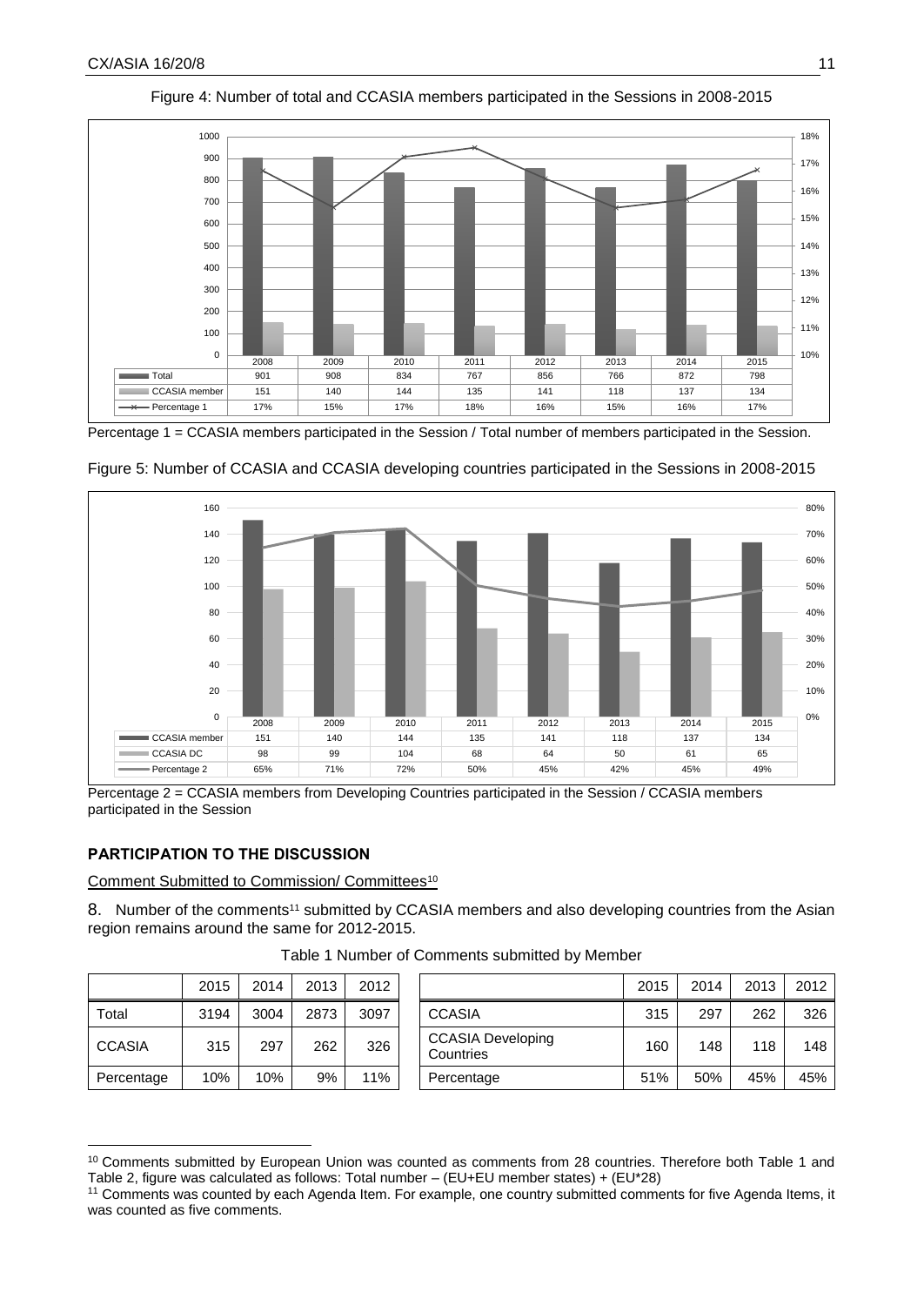Figure 4: Number of total and CCASIA members participated in the Sessions in 2008-2015

| | 2008 | 2009 | 2010 | 2011 | 2012 | 2013 | 2014 | 2015 |
|---|---|---|---|---|---|---|---|---|
| Total | 901 | 908 | 834 | 767 | 856 | 766 | 872 | 798 |
| CCASIA member | 151 | 140 | 144 | 135 | 141 | 118 | 137 | 134 |
| Percentage 1 | 17% | 15% | 17% | 18% | 16% | 15% | 16% | 17% |

Percentage 1 = CCASIA members participated in the Session / Total number of members participated in the Session.

Figure 5: Number of CCASIA and CCASIA developing countries participated in the Sessions in 2008-2015

| | 2008 | 2009 | 2010 | 2011 | 2012 | 2013 | 2014 | 2015 |
|---|---|---|---|---|---|---|---|---|
| CCASIA member | 151 | 140 | 144 | 135 | 141 | 118 | 137 | 134 |
| CCASIA DC | 98 | 99 | 104 | 68 | 64 | 50 | 61 | 65 |
| Percentage 2 | 65% | 71% | 72% | 50% | 45% | 42% | 45% | 49% |

Percentage 2 = CCASIA members from Developing Countries participated in the Session / CCASIA members participated in the Session

## PARTICIPATION TO THE DISCUSSION

Comment Submitted to Commission/ Committees[10]

8. Number of the comments[11] submitted by CCASIA members and also developing countries from the Asian region remains around the same for 2012-2015.

Table 1 Number of Comments submitted by Member

| | 2015 | 2014 | 2013 | 2012 |
|---|---|---|---|---|
| Total | 3194 | 3004 | 2873 | 3097 |
| CCASIA | 315 | 297 | 262 | 326 |
| Percentage | 10% | 10% | 9% | 11% |

| | 2015 | 2014 | 2013 | 2012 |
|---|---|---|---|---|
| CCASIA | 315 | 297 | 262 | 326 |
| CCASIA Developing Countries | 160 | 148 | 118 | 148 |
| Percentage | 51% | 50% | 45% | 45% |

[10] Comments submitted by European Union was counted as comments from 28 countries. Therefore both Table 1 and Table 2, figure was calculated as follows: Total number – (EU+EU member states) + (EU*28)

[11] Comments was counted by each Agenda Item. For example, one country submitted comments for five Agenda Items, it was counted as five comments.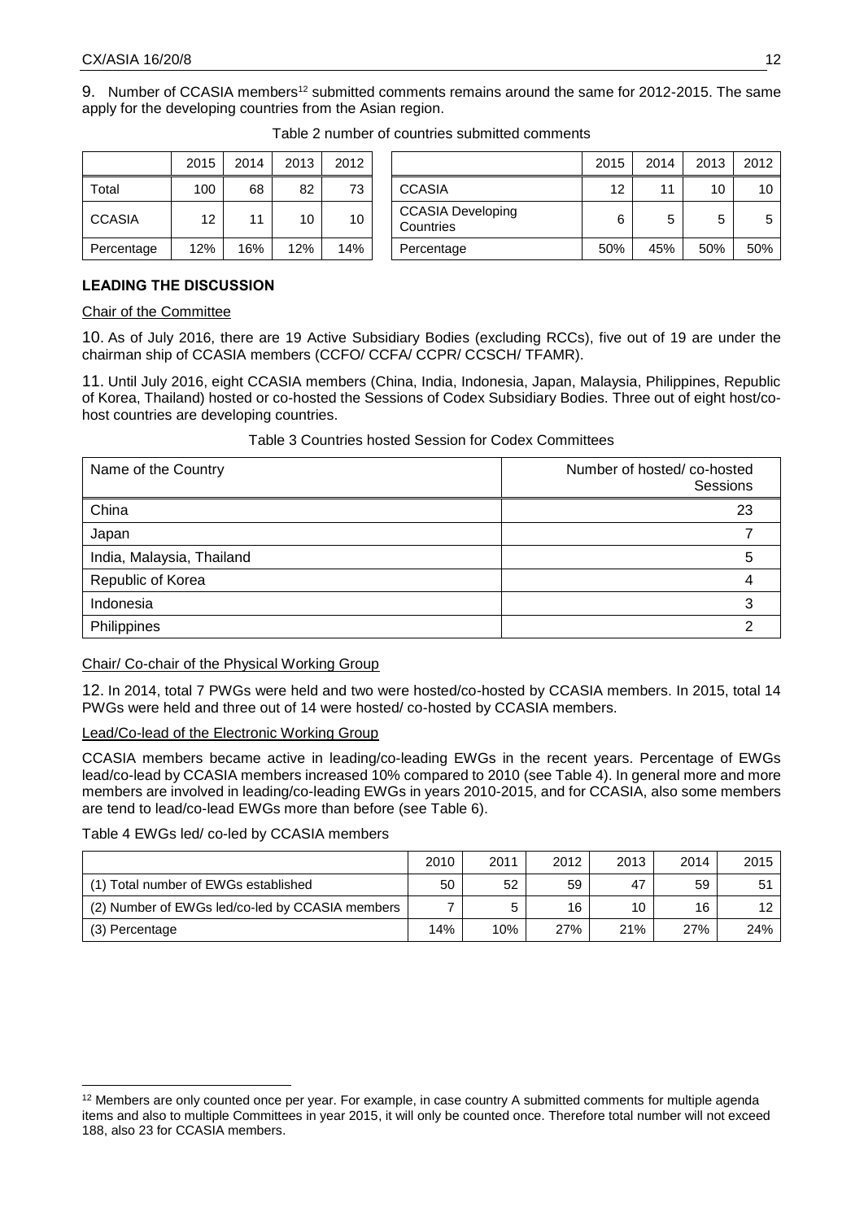9. Number of CCASIA members[12] submitted comments remains around the same for 2012-2015. The same apply for the developing countries from the Asian region.

Table 2 number of countries submitted comments

| | 2015 | 2014 | 2013 | 2012 |
|---|---|---|---|---|
| Total | 100 | 68 | 82 | 73 |
| CCASIA | 12 | 11 | 10 | 10 |
| Percentage | 12% | 16% | 12% | 14% |

| | 2015 | 2014 | 2013 | 2012 |
|---|---|---|---|---|
| CCASIA | 12 | 11 | 10 | 10 |
| CCASIA Developing Countries | 6 | 5 | 5 | 5 |
| Percentage | 50% | 45% | 50% | 50% |

## LEADING THE DISCUSSION

Chair of the Committee

10. As of July 2016, there are 19 Active Subsidiary Bodies (excluding RCCs), five out of 19 are under the chairman ship of CCASIA members (CCFO/ CCFA/ CCPR/ CCSCH/ TFAMR).

11. Until July 2016, eight CCASIA members (China, India, Indonesia, Japan, Malaysia, Philippines, Republic of Korea, Thailand) hosted or co-hosted the Sessions of Codex Subsidiary Bodies. Three out of eight host/co-host countries are developing countries.

Table 3 Countries hosted Session for Codex Committees

| Name of the Country | Number of hosted/ co-hosted Sessions |
|---|---|
| China | 23 |
| Japan | 7 |
| India, Malaysia, Thailand | 5 |
| Republic of Korea | 4 |
| Indonesia | 3 |
| Philippines | 2 |

Chair/ Co-chair of the Physical Working Group

12. In 2014, total 7 PWGs were held and two were hosted/co-hosted by CCASIA members. In 2015, total 14 PWGs were held and three out of 14 were hosted/ co-hosted by CCASIA members.

Lead/Co-lead of the Electronic Working Group

CCASIA members became active in leading/co-leading EWGs in the recent years. Percentage of EWGs lead/co-lead by CCASIA members increased 10% compared to 2010 (see Table 4). In general more and more members are involved in leading/co-leading EWGs in years 2010-2015, and for CCASIA, also some members are tend to lead/co-lead EWGs more than before (see Table 6).

Table 4 EWGs led/ co-led by CCASIA members

| | 2010 | 2011 | 2012 | 2013 | 2014 | 2015 |
|---|---|---|---|---|---|---|
| (1) Total number of EWGs established | 50 | 52 | 59 | 47 | 59 | 51 |
| (2) Number of EWGs led/co-led by CCASIA members | 7 | 5 | 16 | 10 | 16 | 12 |
| (3) Percentage | 14% | 10% | 27% | 21% | 27% | 24% |

[12] Members are only counted once per year. For example, in case country A submitted comments for multiple agenda items and also to multiple Committees in year 2015, it will only be counted once. Therefore total number will not exceed 188, also 23 for CCASIA members.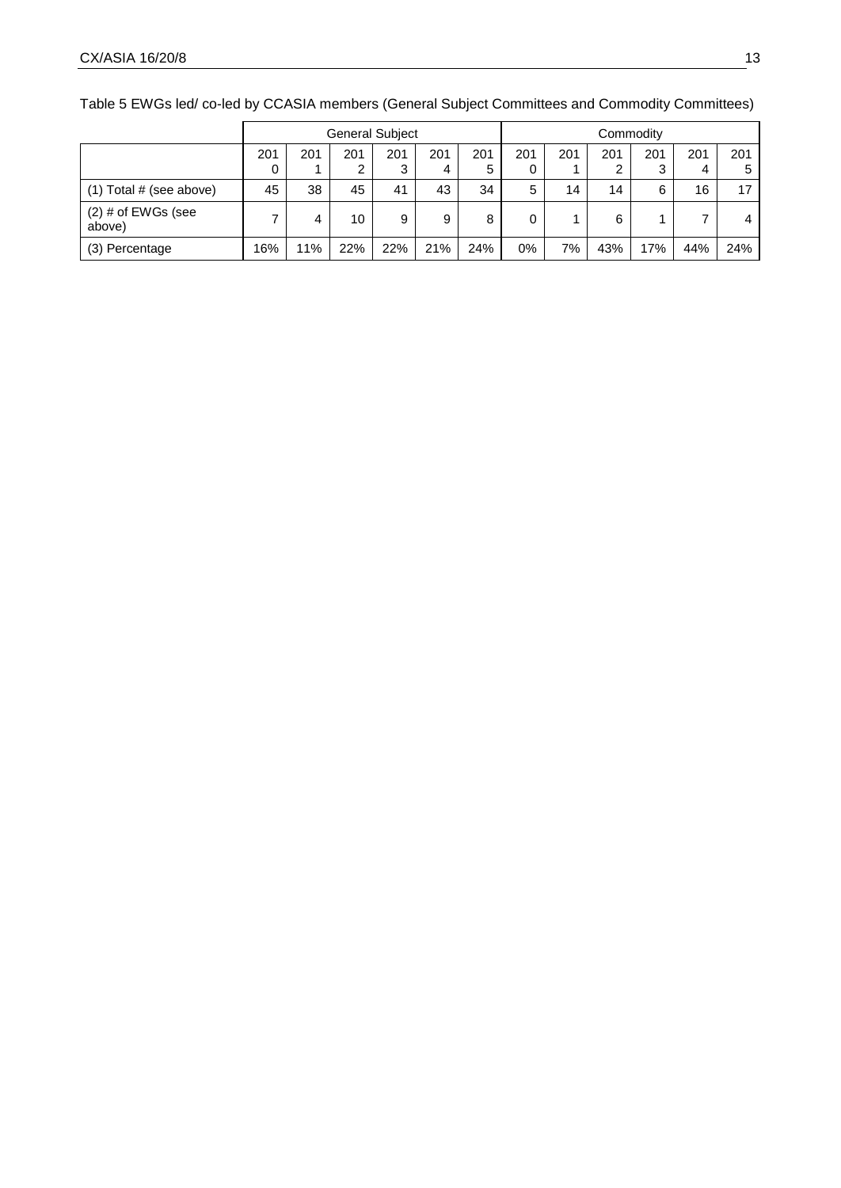Table 5 EWGs led/ co-led by CCASIA members (General Subject Committees and Commodity Committees)

| | General Subject | | | | | | Commodity | | | | | |
|---|---|---|---|---|---|---|---|---|---|---|---|---|
| | 2010 | 2011 | 2012 | 2013 | 2014 | 2015 | 2010 | 2011 | 2012 | 2013 | 2014 | 2015 |
| (1) Total # (see above) | 45 | 38 | 45 | 41 | 43 | 34 | 5 | 14 | 14 | 6 | 16 | 17 |
| (2) # of EWGs (see above) | 7 | 4 | 10 | 9 | 9 | 8 | 0 | 1 | 6 | 1 | 7 | 4 |
| (3) Percentage | 16% | 11% | 22% | 22% | 21% | 24% | 0% | 7% | 43% | 17% | 44% | 24% |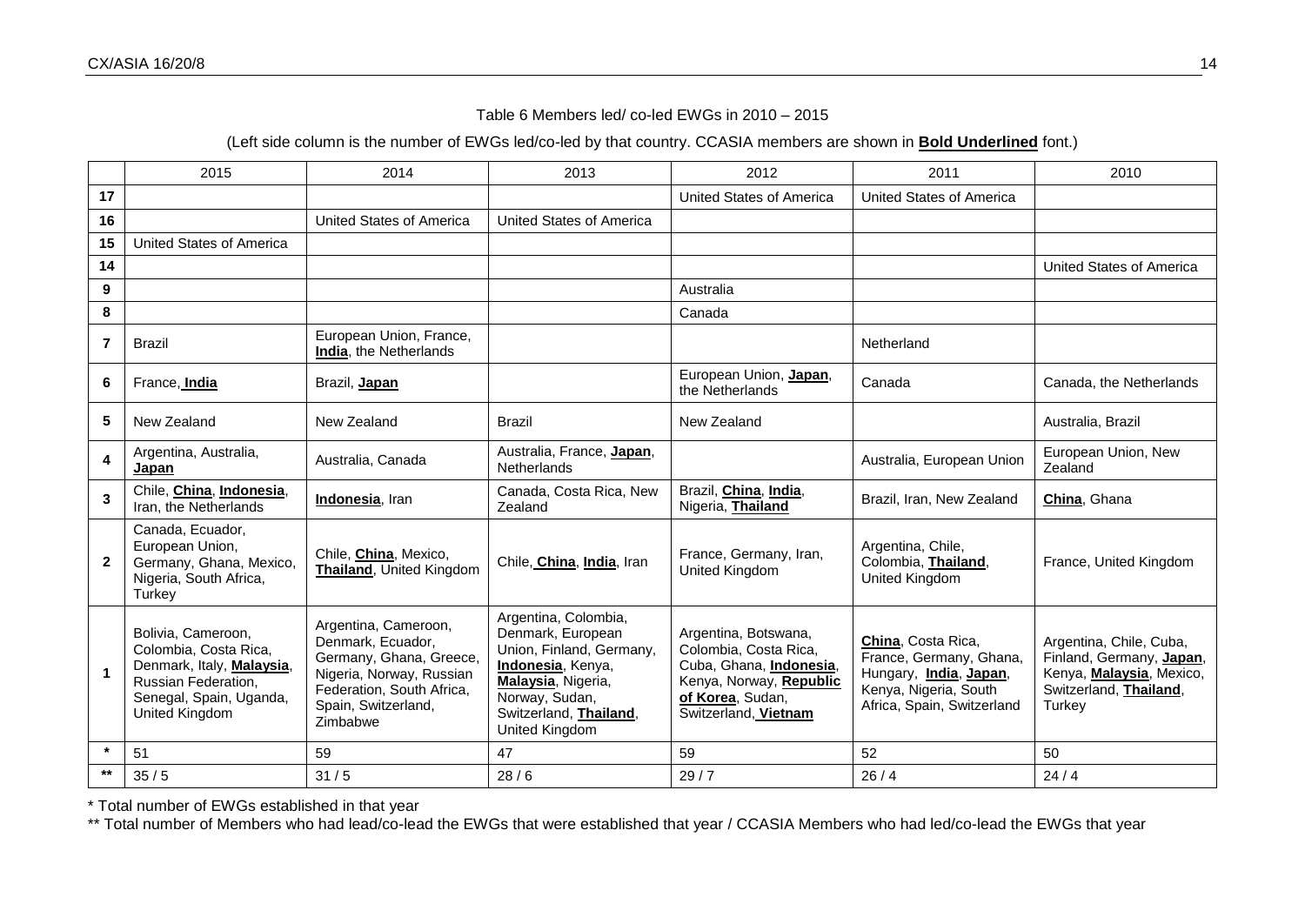Table 6 Members led/ co-led EWGs in 2010 – 2015

(Left side column is the number of EWGs led/co-led by that country. CCASIA members are shown in **Bold Underlined** font.)

| | 2015 | 2014 | 2013 | 2012 | 2011 | 2010 |
|---|---|---|---|---|---|---|
| **17** | | | | United States of America | United States of America | |
| **16** | | United States of America | United States of America | | | |
| **15** | United States of America | | | | | |
| **14** | | | | | | United States of America |
| **9** | | | | Australia | | |
| **8** | | | | Canada | | |
| **7** | Brazil | European Union, France, **India**, the Netherlands | | | Netherland | |
| **6** | France, **India** | Brazil, **Japan** | | European Union, **Japan**, the Netherlands | Canada | Canada, the Netherlands |
| **5** | New Zealand | New Zealand | Brazil | New Zealand | | Australia, Brazil |
| **4** | Argentina, Australia, **Japan** | Australia, Canada | Australia, France, **Japan**, Netherlands | | Australia, European Union | European Union, New Zealand |
| **3** | Chile, **China**, **Indonesia**, Iran, the Netherlands | **Indonesia**, Iran | Canada, Costa Rica, New Zealand | Brazil, **China**, **India**, Nigeria, **Thailand** | Brazil, Iran, New Zealand | **China**, Ghana |
| **2** | Canada, Ecuador, European Union, Germany, Ghana, Mexico, Nigeria, South Africa, Turkey | Chile, **China**, Mexico, **Thailand**, United Kingdom | Chile, **China**, **India**, Iran | France, Germany, Iran, United Kingdom | Argentina, Chile, Colombia, **Thailand**, United Kingdom | France, United Kingdom |
| **1** | Bolivia, Cameroon, Colombia, Costa Rica, Denmark, Italy, **Malaysia**, Russian Federation, Senegal, Spain, Uganda, United Kingdom | Argentina, Cameroon, Denmark, Ecuador, Germany, Ghana, Greece, Nigeria, Norway, Russian Federation, South Africa, Spain, Switzerland, Zimbabwe | Argentina, Colombia, Denmark, European Union, Finland, Germany, **Indonesia**, Kenya, **Malaysia**, Nigeria, Norway, Sudan, Switzerland, **Thailand**, United Kingdom | Argentina, Botswana, Colombia, Costa Rica, Cuba, Ghana, **Indonesia**, Kenya, Norway, **Republic of Korea**, Sudan, Switzerland, **Vietnam** | **China**, Costa Rica, France, Germany, Ghana, Hungary, **India**, **Japan**, Kenya, Nigeria, South Africa, Spain, Switzerland | Argentina, Chile, Cuba, Finland, Germany, **Japan**, Kenya, **Malaysia**, Mexico, Switzerland, **Thailand**, Turkey |
| * | 51 | 59 | 47 | 59 | 52 | 50 |
| ** | 35 / 5 | 31 / 5 | 28 / 6 | 29 / 7 | 26 / 4 | 24 / 4 |

* Total number of EWGs established in that year

** Total number of Members who had lead/co-lead the EWGs that were established that year / CCASIA Members who had led/co-lead the EWGs that year